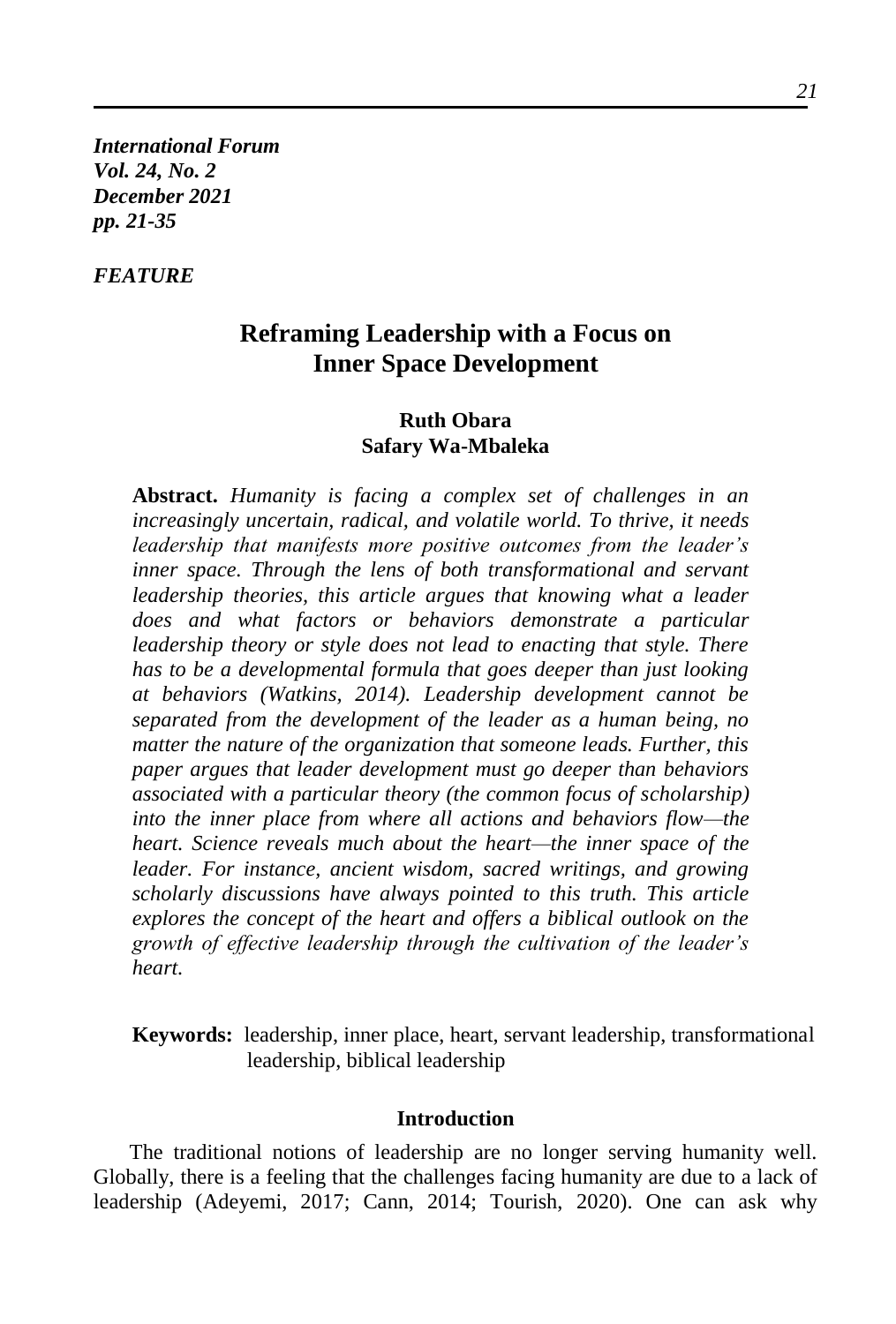*FEATURE*

# Reframing Leadership with a Focus on Inner Space Development

**Ruth Obara**
**Safary Wa-Mbaleka**

**Abstract.** *Humanity is facing a complex set of challenges in an increasingly uncertain, radical, and volatile world. To thrive, it needs leadership that manifests more positive outcomes from the leader's inner space. Through the lens of both transformational and servant leadership theories, this article argues that knowing what a leader does and what factors or behaviors demonstrate a particular leadership theory or style does not lead to enacting that style. There has to be a developmental formula that goes deeper than just looking at behaviors (Watkins, 2014). Leadership development cannot be separated from the development of the leader as a human being, no matter the nature of the organization that someone leads. Further, this paper argues that leader development must go deeper than behaviors associated with a particular theory (the common focus of scholarship) into the inner place from where all actions and behaviors flow—the heart. Science reveals much about the heart—the inner space of the leader. For instance, ancient wisdom, sacred writings, and growing scholarly discussions have always pointed to this truth. This article explores the concept of the heart and offers a biblical outlook on the growth of effective leadership through the cultivation of the leader's heart.*

**Keywords:** leadership, inner place, heart, servant leadership, transformational leadership, biblical leadership

## Introduction

The traditional notions of leadership are no longer serving humanity well. Globally, there is a feeling that the challenges facing humanity are due to a lack of leadership (Adeyemi, 2017; Cann, 2014; Tourish, 2020). One can ask why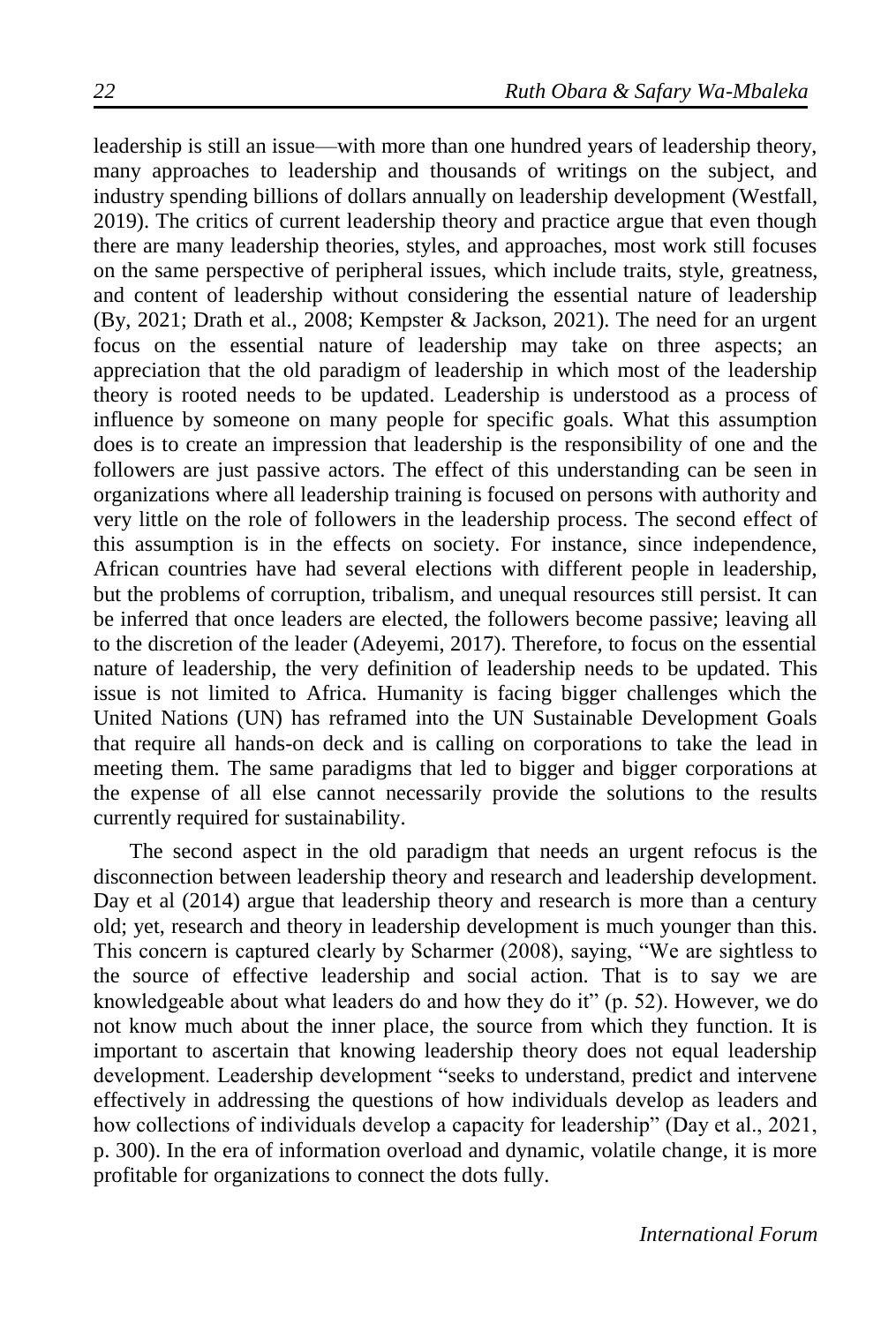leadership is still an issue—with more than one hundred years of leadership theory, many approaches to leadership and thousands of writings on the subject, and industry spending billions of dollars annually on leadership development (Westfall, 2019). The critics of current leadership theory and practice argue that even though there are many leadership theories, styles, and approaches, most work still focuses on the same perspective of peripheral issues, which include traits, style, greatness, and content of leadership without considering the essential nature of leadership (By, 2021; Drath et al., 2008; Kempster & Jackson, 2021). The need for an urgent focus on the essential nature of leadership may take on three aspects; an appreciation that the old paradigm of leadership in which most of the leadership theory is rooted needs to be updated. Leadership is understood as a process of influence by someone on many people for specific goals. What this assumption does is to create an impression that leadership is the responsibility of one and the followers are just passive actors. The effect of this understanding can be seen in organizations where all leadership training is focused on persons with authority and very little on the role of followers in the leadership process. The second effect of this assumption is in the effects on society. For instance, since independence, African countries have had several elections with different people in leadership, but the problems of corruption, tribalism, and unequal resources still persist. It can be inferred that once leaders are elected, the followers become passive; leaving all to the discretion of the leader (Adeyemi, 2017). Therefore, to focus on the essential nature of leadership, the very definition of leadership needs to be updated. This issue is not limited to Africa. Humanity is facing bigger challenges which the United Nations (UN) has reframed into the UN Sustainable Development Goals that require all hands-on deck and is calling on corporations to take the lead in meeting them. The same paradigms that led to bigger and bigger corporations at the expense of all else cannot necessarily provide the solutions to the results currently required for sustainability.

The second aspect in the old paradigm that needs an urgent refocus is the disconnection between leadership theory and research and leadership development. Day et al (2014) argue that leadership theory and research is more than a century old; yet, research and theory in leadership development is much younger than this. This concern is captured clearly by Scharmer (2008), saying, "We are sightless to the source of effective leadership and social action. That is to say we are knowledgeable about what leaders do and how they do it" (p. 52). However, we do not know much about the inner place, the source from which they function. It is important to ascertain that knowing leadership theory does not equal leadership development. Leadership development "seeks to understand, predict and intervene effectively in addressing the questions of how individuals develop as leaders and how collections of individuals develop a capacity for leadership" (Day et al., 2021, p. 300). In the era of information overload and dynamic, volatile change, it is more profitable for organizations to connect the dots fully.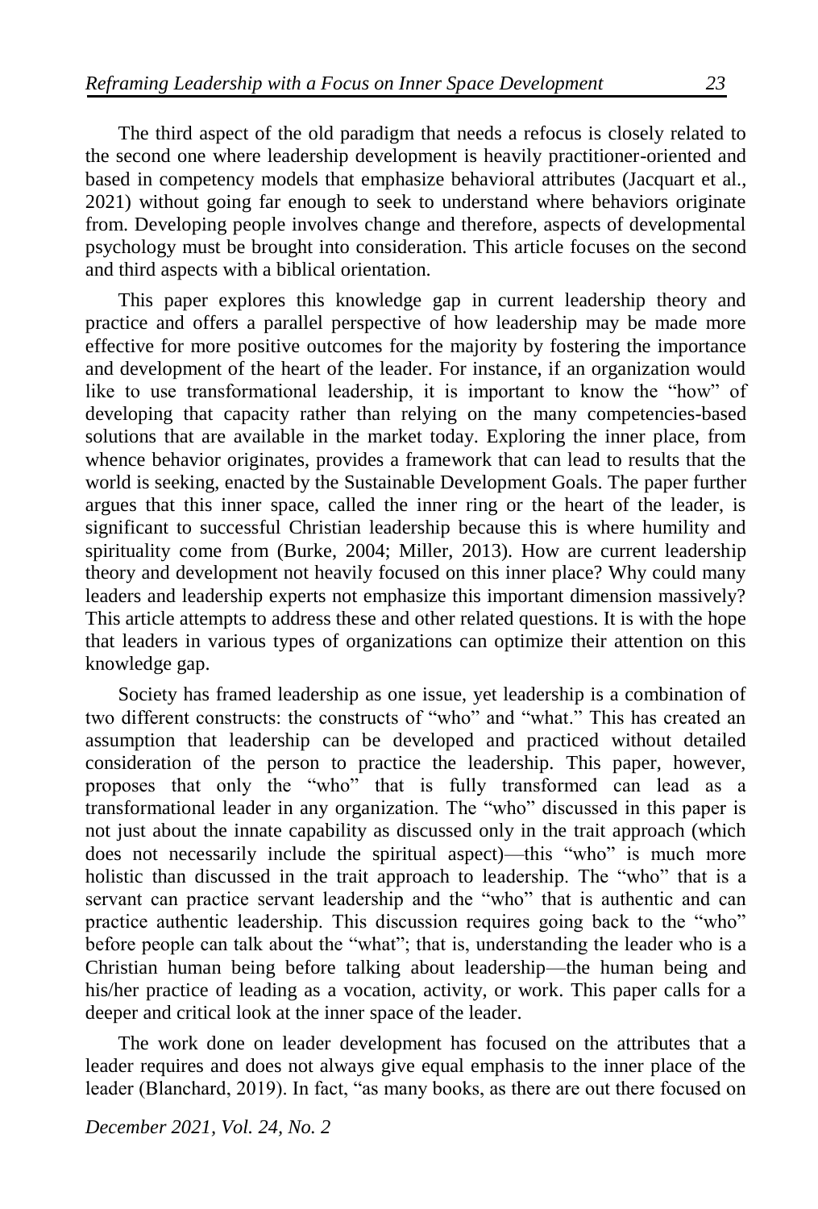The third aspect of the old paradigm that needs a refocus is closely related to the second one where leadership development is heavily practitioner-oriented and based in competency models that emphasize behavioral attributes (Jacquart et al., 2021) without going far enough to seek to understand where behaviors originate from. Developing people involves change and therefore, aspects of developmental psychology must be brought into consideration. This article focuses on the second and third aspects with a biblical orientation.

This paper explores this knowledge gap in current leadership theory and practice and offers a parallel perspective of how leadership may be made more effective for more positive outcomes for the majority by fostering the importance and development of the heart of the leader. For instance, if an organization would like to use transformational leadership, it is important to know the "how" of developing that capacity rather than relying on the many competencies-based solutions that are available in the market today. Exploring the inner place, from whence behavior originates, provides a framework that can lead to results that the world is seeking, enacted by the Sustainable Development Goals. The paper further argues that this inner space, called the inner ring or the heart of the leader, is significant to successful Christian leadership because this is where humility and spirituality come from (Burke, 2004; Miller, 2013). How are current leadership theory and development not heavily focused on this inner place? Why could many leaders and leadership experts not emphasize this important dimension massively? This article attempts to address these and other related questions. It is with the hope that leaders in various types of organizations can optimize their attention on this knowledge gap.

Society has framed leadership as one issue, yet leadership is a combination of two different constructs: the constructs of "who" and "what." This has created an assumption that leadership can be developed and practiced without detailed consideration of the person to practice the leadership. This paper, however, proposes that only the "who" that is fully transformed can lead as a transformational leader in any organization. The "who" discussed in this paper is not just about the innate capability as discussed only in the trait approach (which does not necessarily include the spiritual aspect)—this "who" is much more holistic than discussed in the trait approach to leadership. The "who" that is a servant can practice servant leadership and the "who" that is authentic and can practice authentic leadership. This discussion requires going back to the "who" before people can talk about the "what"; that is, understanding the leader who is a Christian human being before talking about leadership—the human being and his/her practice of leading as a vocation, activity, or work. This paper calls for a deeper and critical look at the inner space of the leader.

The work done on leader development has focused on the attributes that a leader requires and does not always give equal emphasis to the inner place of the leader (Blanchard, 2019). In fact, "as many books, as there are out there focused on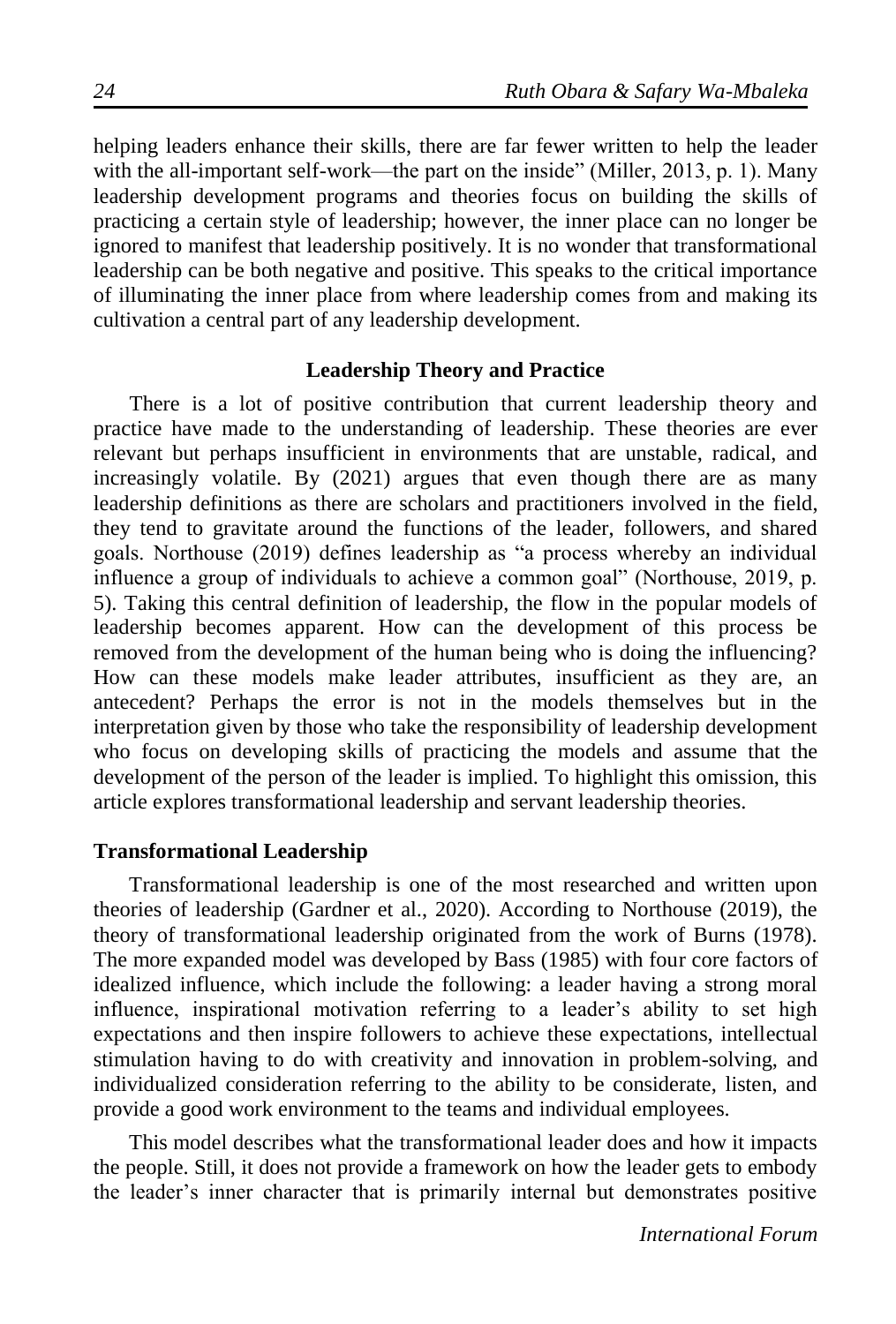helping leaders enhance their skills, there are far fewer written to help the leader with the all-important self-work—the part on the inside" (Miller, 2013, p. 1). Many leadership development programs and theories focus on building the skills of practicing a certain style of leadership; however, the inner place can no longer be ignored to manifest that leadership positively. It is no wonder that transformational leadership can be both negative and positive. This speaks to the critical importance of illuminating the inner place from where leadership comes from and making its cultivation a central part of any leadership development.

## Leadership Theory and Practice

There is a lot of positive contribution that current leadership theory and practice have made to the understanding of leadership. These theories are ever relevant but perhaps insufficient in environments that are unstable, radical, and increasingly volatile. By (2021) argues that even though there are as many leadership definitions as there are scholars and practitioners involved in the field, they tend to gravitate around the functions of the leader, followers, and shared goals. Northouse (2019) defines leadership as "a process whereby an individual influence a group of individuals to achieve a common goal" (Northouse, 2019, p. 5). Taking this central definition of leadership, the flow in the popular models of leadership becomes apparent. How can the development of this process be removed from the development of the human being who is doing the influencing? How can these models make leader attributes, insufficient as they are, an antecedent? Perhaps the error is not in the models themselves but in the interpretation given by those who take the responsibility of leadership development who focus on developing skills of practicing the models and assume that the development of the person of the leader is implied. To highlight this omission, this article explores transformational leadership and servant leadership theories.

### Transformational Leadership

Transformational leadership is one of the most researched and written upon theories of leadership (Gardner et al., 2020). According to Northouse (2019), the theory of transformational leadership originated from the work of Burns (1978). The more expanded model was developed by Bass (1985) with four core factors of idealized influence, which include the following: a leader having a strong moral influence, inspirational motivation referring to a leader's ability to set high expectations and then inspire followers to achieve these expectations, intellectual stimulation having to do with creativity and innovation in problem-solving, and individualized consideration referring to the ability to be considerate, listen, and provide a good work environment to the teams and individual employees.

This model describes what the transformational leader does and how it impacts the people. Still, it does not provide a framework on how the leader gets to embody the leader's inner character that is primarily internal but demonstrates positive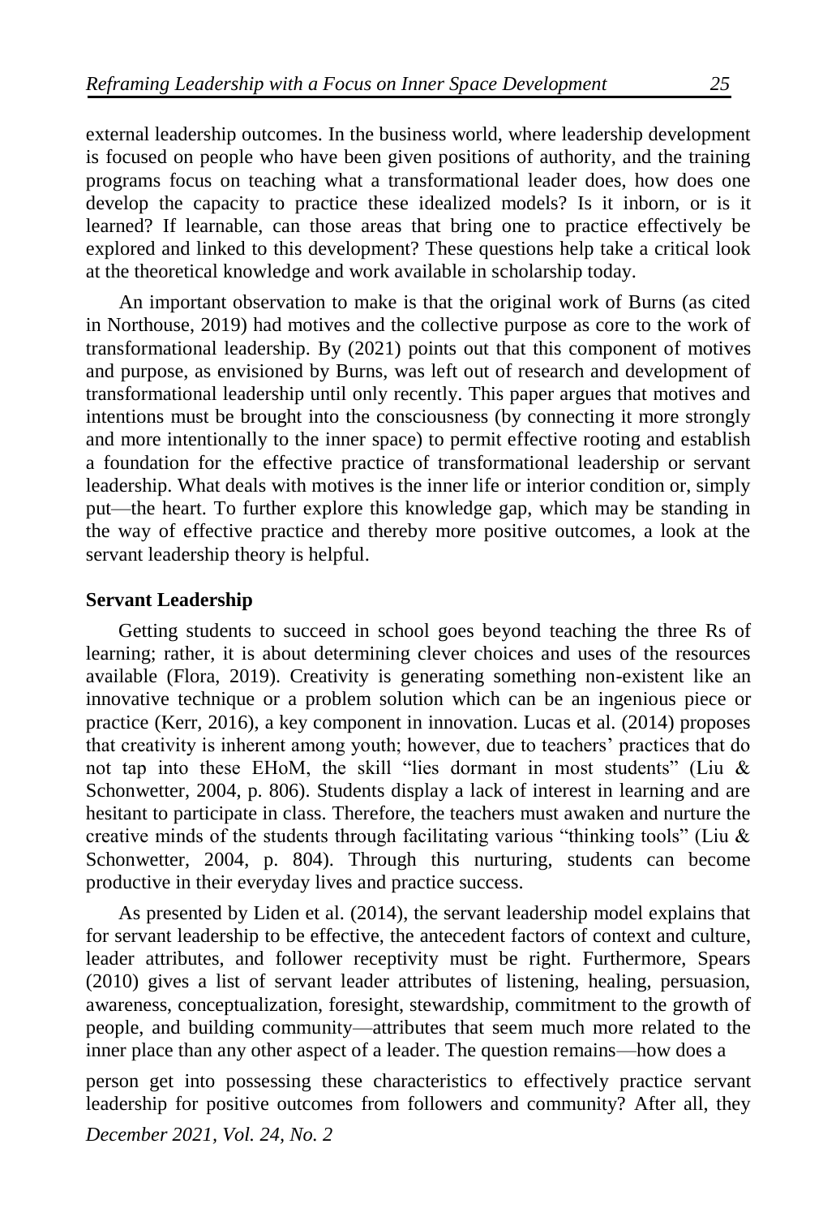external leadership outcomes. In the business world, where leadership development is focused on people who have been given positions of authority, and the training programs focus on teaching what a transformational leader does, how does one develop the capacity to practice these idealized models? Is it inborn, or is it learned? If learnable, can those areas that bring one to practice effectively be explored and linked to this development? These questions help take a critical look at the theoretical knowledge and work available in scholarship today.

An important observation to make is that the original work of Burns (as cited in Northouse, 2019) had motives and the collective purpose as core to the work of transformational leadership. By (2021) points out that this component of motives and purpose, as envisioned by Burns, was left out of research and development of transformational leadership until only recently. This paper argues that motives and intentions must be brought into the consciousness (by connecting it more strongly and more intentionally to the inner space) to permit effective rooting and establish a foundation for the effective practice of transformational leadership or servant leadership. What deals with motives is the inner life or interior condition or, simply put—the heart. To further explore this knowledge gap, which may be standing in the way of effective practice and thereby more positive outcomes, a look at the servant leadership theory is helpful.

**Servant Leadership**

Getting students to succeed in school goes beyond teaching the three Rs of learning; rather, it is about determining clever choices and uses of the resources available (Flora, 2019). Creativity is generating something non-existent like an innovative technique or a problem solution which can be an ingenious piece or practice (Kerr, 2016), a key component in innovation. Lucas et al. (2014) proposes that creativity is inherent among youth; however, due to teachers' practices that do not tap into these EHoM, the skill "lies dormant in most students" (Liu & Schonwetter, 2004, p. 806). Students display a lack of interest in learning and are hesitant to participate in class. Therefore, the teachers must awaken and nurture the creative minds of the students through facilitating various "thinking tools" (Liu & Schonwetter, 2004, p. 804). Through this nurturing, students can become productive in their everyday lives and practice success.

As presented by Liden et al. (2014), the servant leadership model explains that for servant leadership to be effective, the antecedent factors of context and culture, leader attributes, and follower receptivity must be right. Furthermore, Spears (2010) gives a list of servant leader attributes of listening, healing, persuasion, awareness, conceptualization, foresight, stewardship, commitment to the growth of people, and building community—attributes that seem much more related to the inner place than any other aspect of a leader. The question remains—how does a person get into possessing these characteristics to effectively practice servant leadership for positive outcomes from followers and community? After all, they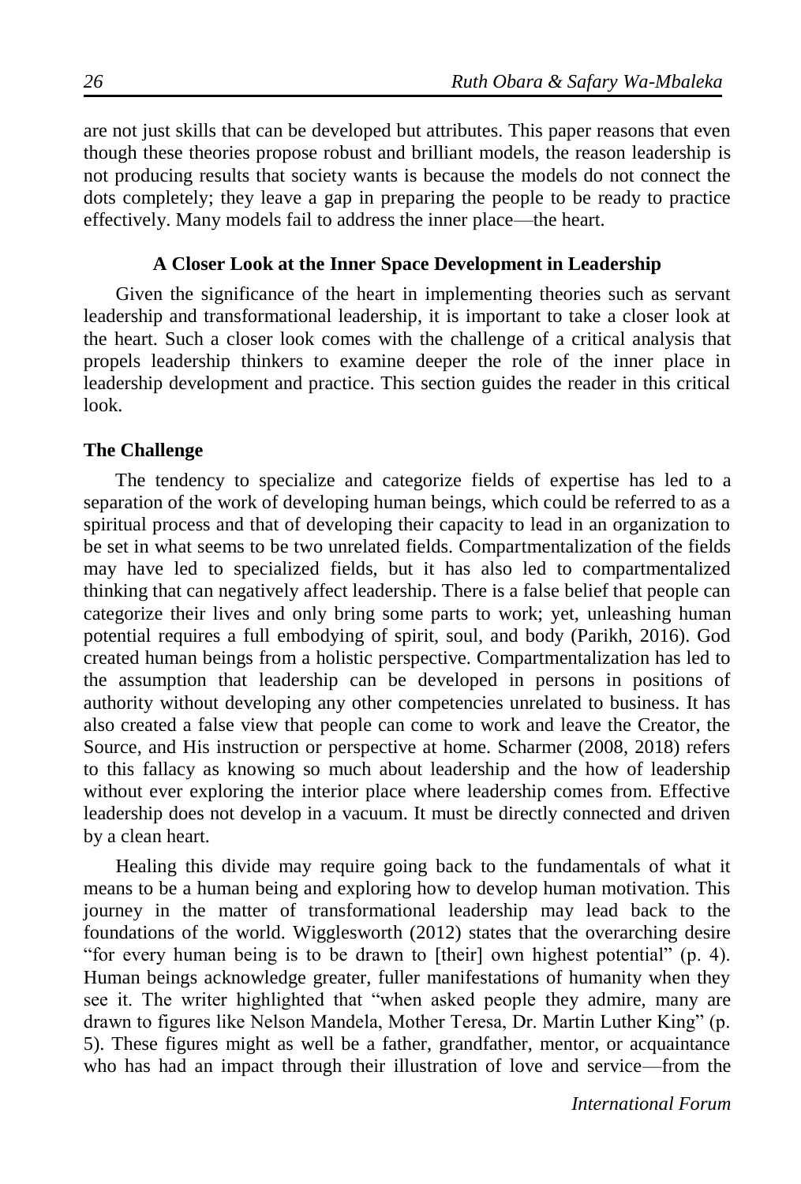are not just skills that can be developed but attributes. This paper reasons that even though these theories propose robust and brilliant models, the reason leadership is not producing results that society wants is because the models do not connect the dots completely; they leave a gap in preparing the people to be ready to practice effectively. Many models fail to address the inner place—the heart.

## A Closer Look at the Inner Space Development in Leadership

Given the significance of the heart in implementing theories such as servant leadership and transformational leadership, it is important to take a closer look at the heart. Such a closer look comes with the challenge of a critical analysis that propels leadership thinkers to examine deeper the role of the inner place in leadership development and practice. This section guides the reader in this critical look.

### The Challenge

The tendency to specialize and categorize fields of expertise has led to a separation of the work of developing human beings, which could be referred to as a spiritual process and that of developing their capacity to lead in an organization to be set in what seems to be two unrelated fields. Compartmentalization of the fields may have led to specialized fields, but it has also led to compartmentalized thinking that can negatively affect leadership. There is a false belief that people can categorize their lives and only bring some parts to work; yet, unleashing human potential requires a full embodying of spirit, soul, and body (Parikh, 2016). God created human beings from a holistic perspective. Compartmentalization has led to the assumption that leadership can be developed in persons in positions of authority without developing any other competencies unrelated to business. It has also created a false view that people can come to work and leave the Creator, the Source, and His instruction or perspective at home. Scharmer (2008, 2018) refers to this fallacy as knowing so much about leadership and the how of leadership without ever exploring the interior place where leadership comes from. Effective leadership does not develop in a vacuum. It must be directly connected and driven by a clean heart.

Healing this divide may require going back to the fundamentals of what it means to be a human being and exploring how to develop human motivation. This journey in the matter of transformational leadership may lead back to the foundations of the world. Wigglesworth (2012) states that the overarching desire "for every human being is to be drawn to [their] own highest potential" (p. 4). Human beings acknowledge greater, fuller manifestations of humanity when they see it. The writer highlighted that "when asked people they admire, many are drawn to figures like Nelson Mandela, Mother Teresa, Dr. Martin Luther King" (p. 5). These figures might as well be a father, grandfather, mentor, or acquaintance who has had an impact through their illustration of love and service—from the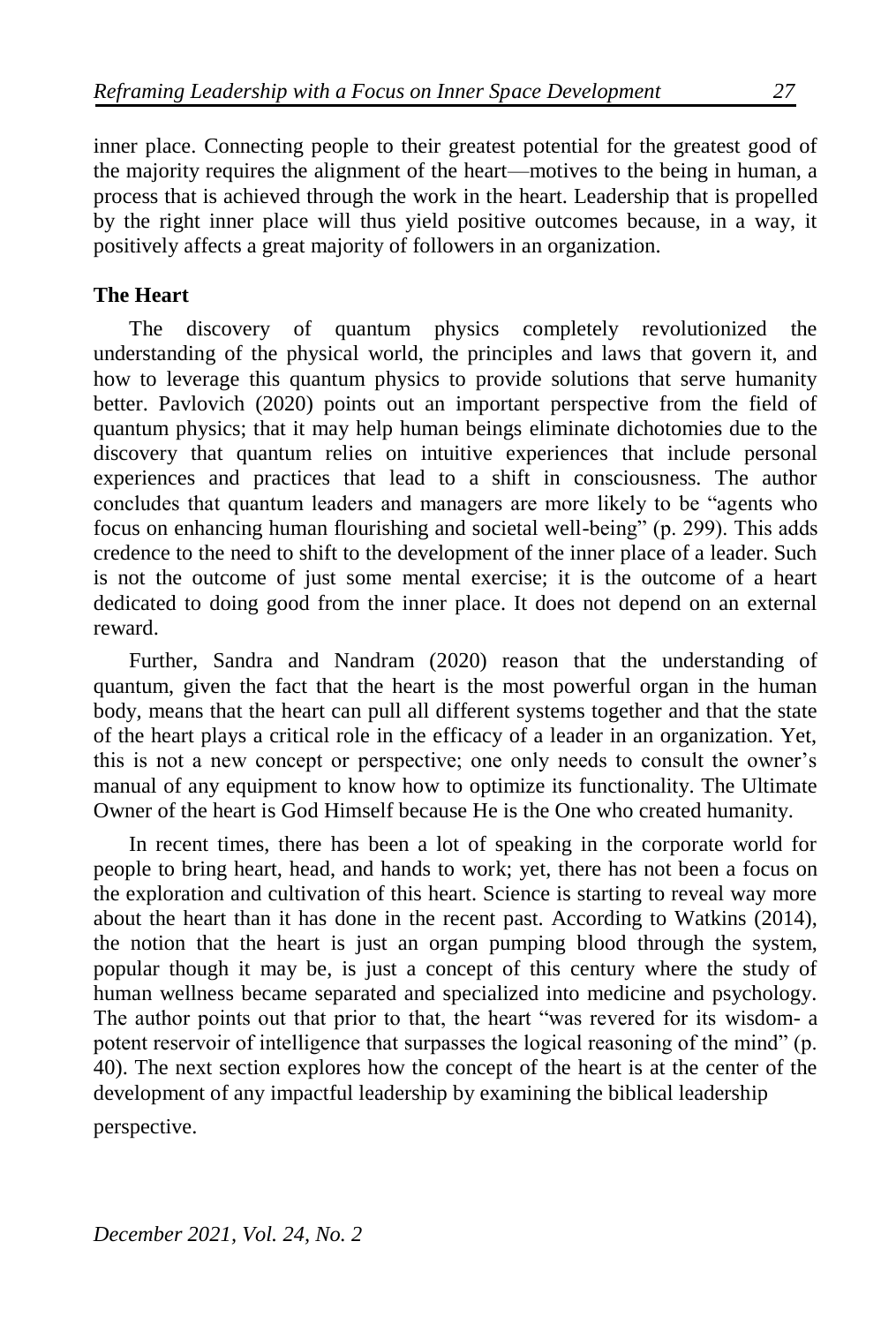inner place. Connecting people to their greatest potential for the greatest good of the majority requires the alignment of the heart—motives to the being in human, a process that is achieved through the work in the heart. Leadership that is propelled by the right inner place will thus yield positive outcomes because, in a way, it positively affects a great majority of followers in an organization.

**The Heart**

The discovery of quantum physics completely revolutionized the understanding of the physical world, the principles and laws that govern it, and how to leverage this quantum physics to provide solutions that serve humanity better. Pavlovich (2020) points out an important perspective from the field of quantum physics; that it may help human beings eliminate dichotomies due to the discovery that quantum relies on intuitive experiences that include personal experiences and practices that lead to a shift in consciousness. The author concludes that quantum leaders and managers are more likely to be "agents who focus on enhancing human flourishing and societal well-being" (p. 299). This adds credence to the need to shift to the development of the inner place of a leader. Such is not the outcome of just some mental exercise; it is the outcome of a heart dedicated to doing good from the inner place. It does not depend on an external reward.

Further, Sandra and Nandram (2020) reason that the understanding of quantum, given the fact that the heart is the most powerful organ in the human body, means that the heart can pull all different systems together and that the state of the heart plays a critical role in the efficacy of a leader in an organization. Yet, this is not a new concept or perspective; one only needs to consult the owner's manual of any equipment to know how to optimize its functionality. The Ultimate Owner of the heart is God Himself because He is the One who created humanity.

In recent times, there has been a lot of speaking in the corporate world for people to bring heart, head, and hands to work; yet, there has not been a focus on the exploration and cultivation of this heart. Science is starting to reveal way more about the heart than it has done in the recent past. According to Watkins (2014), the notion that the heart is just an organ pumping blood through the system, popular though it may be, is just a concept of this century where the study of human wellness became separated and specialized into medicine and psychology. The author points out that prior to that, the heart "was revered for its wisdom- a potent reservoir of intelligence that surpasses the logical reasoning of the mind" (p. 40). The next section explores how the concept of the heart is at the center of the development of any impactful leadership by examining the biblical leadership perspective.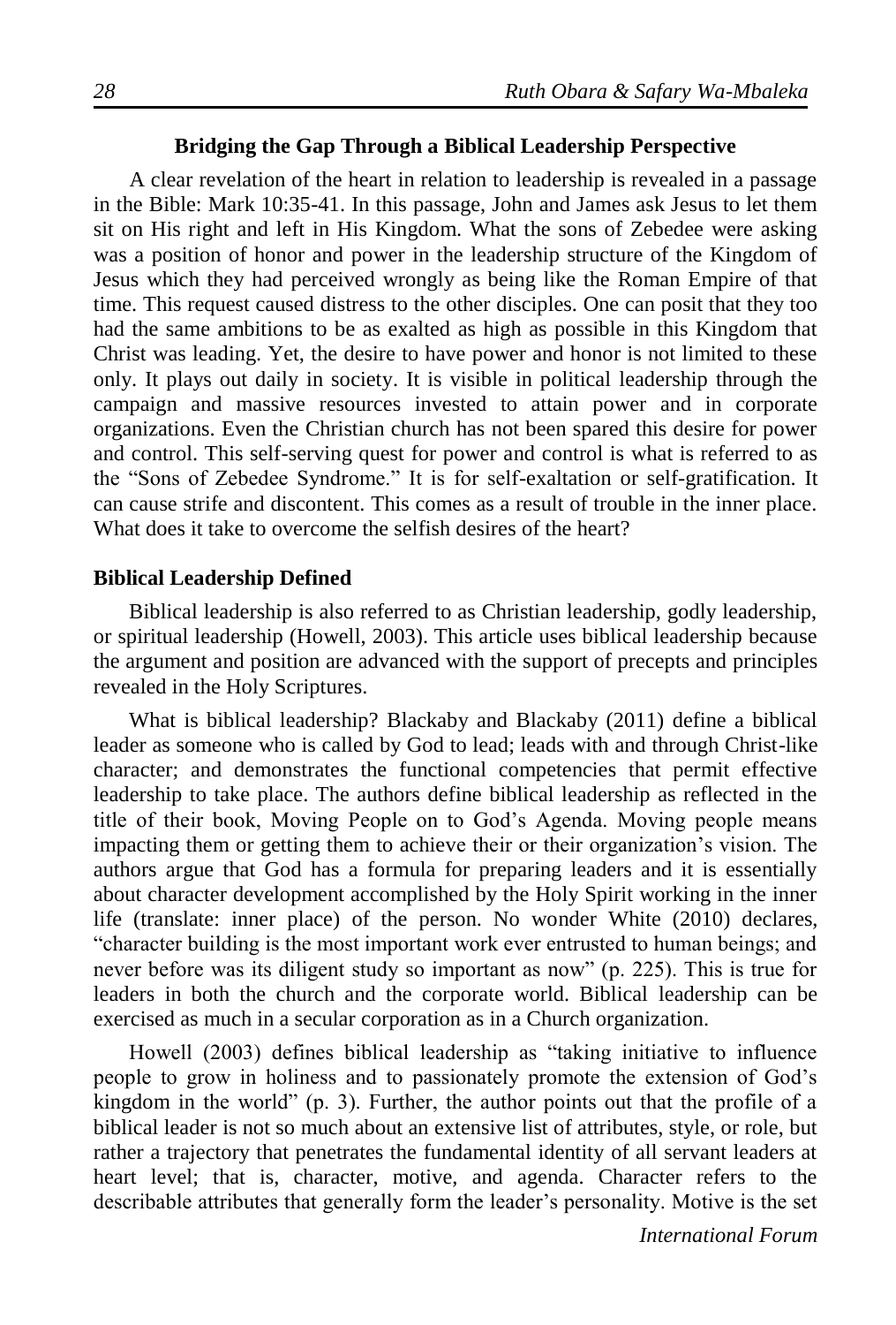## Bridging the Gap Through a Biblical Leadership Perspective

A clear revelation of the heart in relation to leadership is revealed in a passage in the Bible: Mark 10:35-41. In this passage, John and James ask Jesus to let them sit on His right and left in His Kingdom. What the sons of Zebedee were asking was a position of honor and power in the leadership structure of the Kingdom of Jesus which they had perceived wrongly as being like the Roman Empire of that time. This request caused distress to the other disciples. One can posit that they too had the same ambitions to be as exalted as high as possible in this Kingdom that Christ was leading. Yet, the desire to have power and honor is not limited to these only. It plays out daily in society. It is visible in political leadership through the campaign and massive resources invested to attain power and in corporate organizations. Even the Christian church has not been spared this desire for power and control. This self-serving quest for power and control is what is referred to as the "Sons of Zebedee Syndrome." It is for self-exaltation or self-gratification. It can cause strife and discontent. This comes as a result of trouble in the inner place. What does it take to overcome the selfish desires of the heart?

### Biblical Leadership Defined

Biblical leadership is also referred to as Christian leadership, godly leadership, or spiritual leadership (Howell, 2003). This article uses biblical leadership because the argument and position are advanced with the support of precepts and principles revealed in the Holy Scriptures.

What is biblical leadership? Blackaby and Blackaby (2011) define a biblical leader as someone who is called by God to lead; leads with and through Christ-like character; and demonstrates the functional competencies that permit effective leadership to take place. The authors define biblical leadership as reflected in the title of their book, Moving People on to God's Agenda. Moving people means impacting them or getting them to achieve their or their organization's vision. The authors argue that God has a formula for preparing leaders and it is essentially about character development accomplished by the Holy Spirit working in the inner life (translate: inner place) of the person. No wonder White (2010) declares, "character building is the most important work ever entrusted to human beings; and never before was its diligent study so important as now" (p. 225). This is true for leaders in both the church and the corporate world. Biblical leadership can be exercised as much in a secular corporation as in a Church organization.

Howell (2003) defines biblical leadership as "taking initiative to influence people to grow in holiness and to passionately promote the extension of God's kingdom in the world" (p. 3). Further, the author points out that the profile of a biblical leader is not so much about an extensive list of attributes, style, or role, but rather a trajectory that penetrates the fundamental identity of all servant leaders at heart level; that is, character, motive, and agenda. Character refers to the describable attributes that generally form the leader's personality. Motive is the set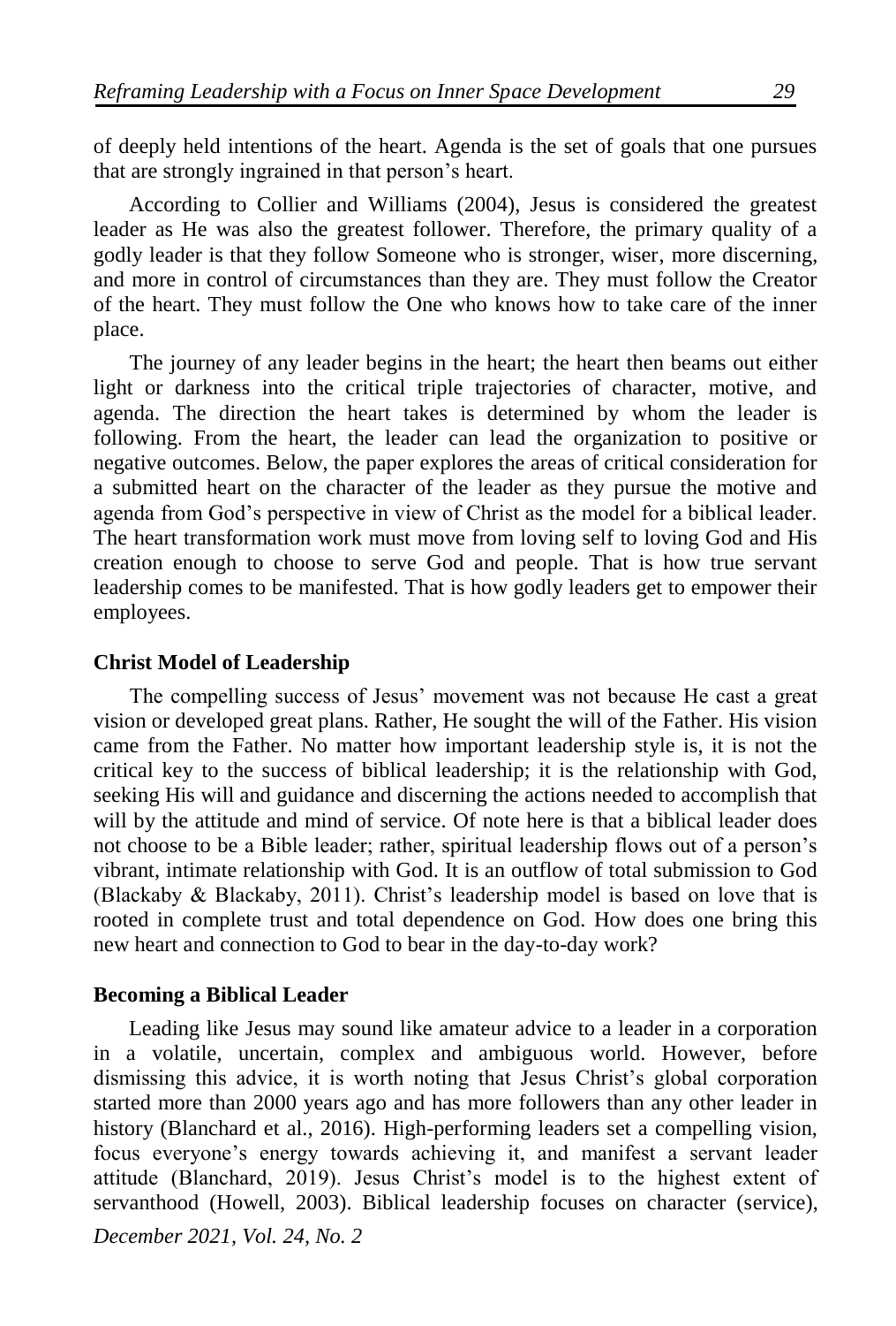of deeply held intentions of the heart. Agenda is the set of goals that one pursues that are strongly ingrained in that person's heart.

According to Collier and Williams (2004), Jesus is considered the greatest leader as He was also the greatest follower. Therefore, the primary quality of a godly leader is that they follow Someone who is stronger, wiser, more discerning, and more in control of circumstances than they are. They must follow the Creator of the heart. They must follow the One who knows how to take care of the inner place.

The journey of any leader begins in the heart; the heart then beams out either light or darkness into the critical triple trajectories of character, motive, and agenda. The direction the heart takes is determined by whom the leader is following. From the heart, the leader can lead the organization to positive or negative outcomes. Below, the paper explores the areas of critical consideration for a submitted heart on the character of the leader as they pursue the motive and agenda from God's perspective in view of Christ as the model for a biblical leader. The heart transformation work must move from loving self to loving God and His creation enough to choose to serve God and people. That is how true servant leadership comes to be manifested. That is how godly leaders get to empower their employees.

**Christ Model of Leadership**

The compelling success of Jesus' movement was not because He cast a great vision or developed great plans. Rather, He sought the will of the Father. His vision came from the Father. No matter how important leadership style is, it is not the critical key to the success of biblical leadership; it is the relationship with God, seeking His will and guidance and discerning the actions needed to accomplish that will by the attitude and mind of service. Of note here is that a biblical leader does not choose to be a Bible leader; rather, spiritual leadership flows out of a person's vibrant, intimate relationship with God. It is an outflow of total submission to God (Blackaby & Blackaby, 2011). Christ's leadership model is based on love that is rooted in complete trust and total dependence on God. How does one bring this new heart and connection to God to bear in the day-to-day work?

**Becoming a Biblical Leader**

Leading like Jesus may sound like amateur advice to a leader in a corporation in a volatile, uncertain, complex and ambiguous world. However, before dismissing this advice, it is worth noting that Jesus Christ's global corporation started more than 2000 years ago and has more followers than any other leader in history (Blanchard et al., 2016). High-performing leaders set a compelling vision, focus everyone's energy towards achieving it, and manifest a servant leader attitude (Blanchard, 2019). Jesus Christ's model is to the highest extent of servanthood (Howell, 2003). Biblical leadership focuses on character (service),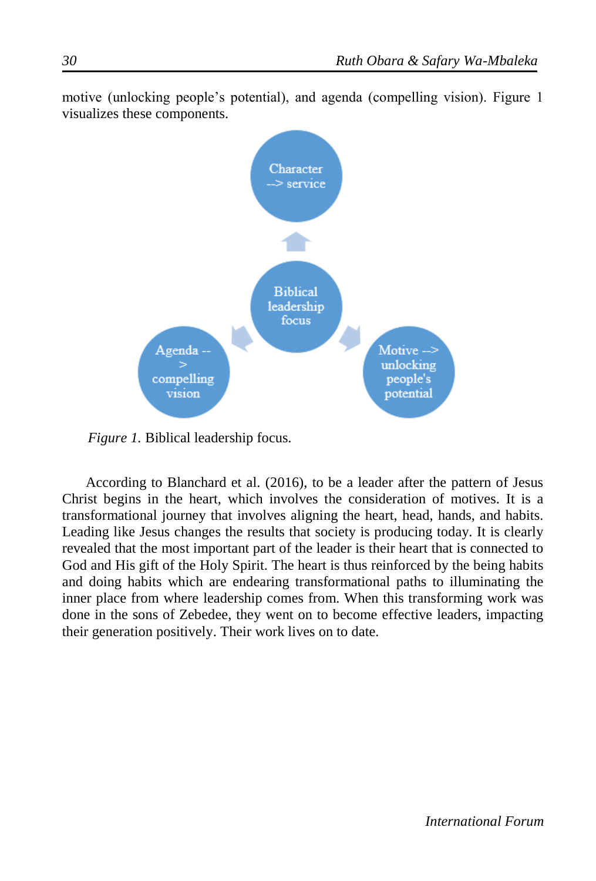motive (unlocking people's potential), and agenda (compelling vision). Figure 1 visualizes these components.

Character --> service

Biblical leadership focus

Agenda --> compelling vision

Motive --> unlocking people's potential

*Figure 1.* Biblical leadership focus.

According to Blanchard et al. (2016), to be a leader after the pattern of Jesus Christ begins in the heart, which involves the consideration of motives. It is a transformational journey that involves aligning the heart, head, hands, and habits. Leading like Jesus changes the results that society is producing today. It is clearly revealed that the most important part of the leader is their heart that is connected to God and His gift of the Holy Spirit. The heart is thus reinforced by the being habits and doing habits which are endearing transformational paths to illuminating the inner place from where leadership comes from. When this transforming work was done in the sons of Zebedee, they went on to become effective leaders, impacting their generation positively. Their work lives on to date.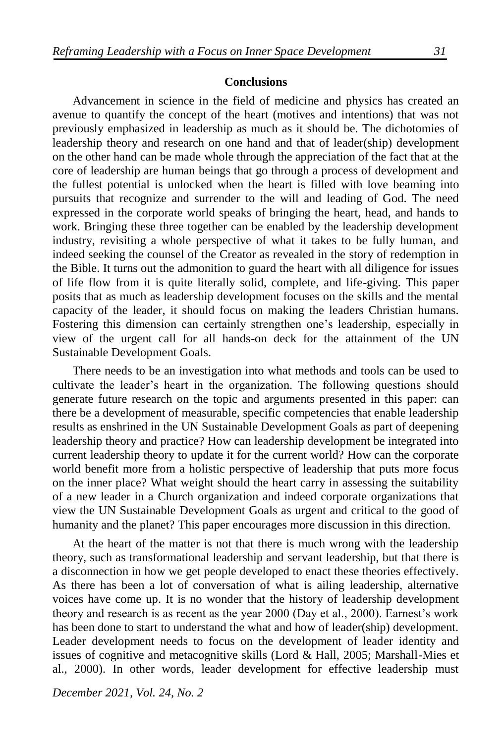## Conclusions

Advancement in science in the field of medicine and physics has created an avenue to quantify the concept of the heart (motives and intentions) that was not previously emphasized in leadership as much as it should be. The dichotomies of leadership theory and research on one hand and that of leader(ship) development on the other hand can be made whole through the appreciation of the fact that at the core of leadership are human beings that go through a process of development and the fullest potential is unlocked when the heart is filled with love beaming into pursuits that recognize and surrender to the will and leading of God. The need expressed in the corporate world speaks of bringing the heart, head, and hands to work. Bringing these three together can be enabled by the leadership development industry, revisiting a whole perspective of what it takes to be fully human, and indeed seeking the counsel of the Creator as revealed in the story of redemption in the Bible. It turns out the admonition to guard the heart with all diligence for issues of life flow from it is quite literally solid, complete, and life-giving. This paper posits that as much as leadership development focuses on the skills and the mental capacity of the leader, it should focus on making the leaders Christian humans. Fostering this dimension can certainly strengthen one's leadership, especially in view of the urgent call for all hands-on deck for the attainment of the UN Sustainable Development Goals.

There needs to be an investigation into what methods and tools can be used to cultivate the leader's heart in the organization. The following questions should generate future research on the topic and arguments presented in this paper: can there be a development of measurable, specific competencies that enable leadership results as enshrined in the UN Sustainable Development Goals as part of deepening leadership theory and practice? How can leadership development be integrated into current leadership theory to update it for the current world? How can the corporate world benefit more from a holistic perspective of leadership that puts more focus on the inner place? What weight should the heart carry in assessing the suitability of a new leader in a Church organization and indeed corporate organizations that view the UN Sustainable Development Goals as urgent and critical to the good of humanity and the planet? This paper encourages more discussion in this direction.

At the heart of the matter is not that there is much wrong with the leadership theory, such as transformational leadership and servant leadership, but that there is a disconnection in how we get people developed to enact these theories effectively. As there has been a lot of conversation of what is ailing leadership, alternative voices have come up. It is no wonder that the history of leadership development theory and research is as recent as the year 2000 (Day et al., 2000). Earnest's work has been done to start to understand the what and how of leader(ship) development. Leader development needs to focus on the development of leader identity and issues of cognitive and metacognitive skills (Lord & Hall, 2005; Marshall-Mies et al., 2000). In other words, leader development for effective leadership must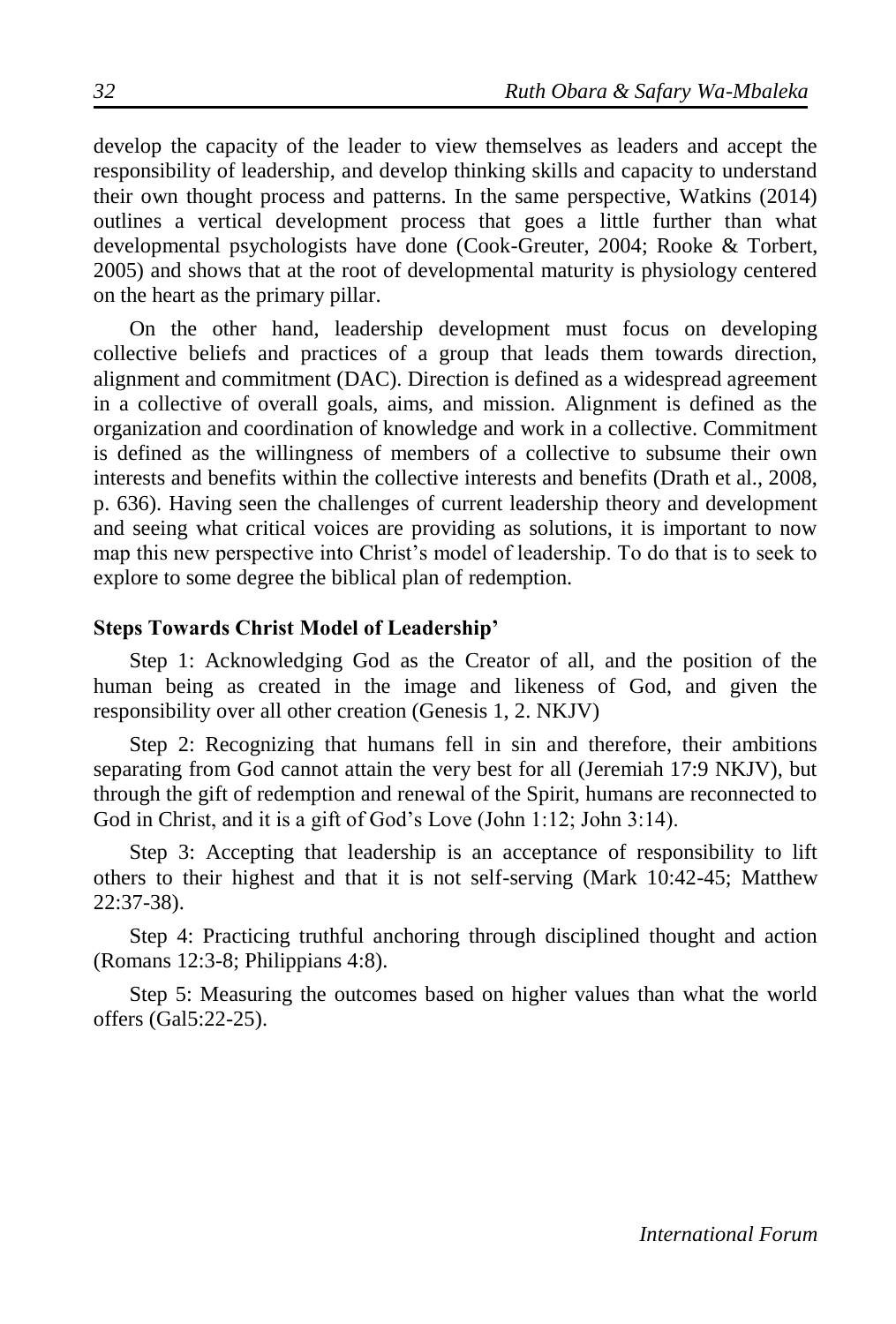develop the capacity of the leader to view themselves as leaders and accept the responsibility of leadership, and develop thinking skills and capacity to understand their own thought process and patterns. In the same perspective, Watkins (2014) outlines a vertical development process that goes a little further than what developmental psychologists have done (Cook-Greuter, 2004; Rooke & Torbert, 2005) and shows that at the root of developmental maturity is physiology centered on the heart as the primary pillar.

On the other hand, leadership development must focus on developing collective beliefs and practices of a group that leads them towards direction, alignment and commitment (DAC). Direction is defined as a widespread agreement in a collective of overall goals, aims, and mission. Alignment is defined as the organization and coordination of knowledge and work in a collective. Commitment is defined as the willingness of members of a collective to subsume their own interests and benefits within the collective interests and benefits (Drath et al., 2008, p. 636). Having seen the challenges of current leadership theory and development and seeing what critical voices are providing as solutions, it is important to now map this new perspective into Christ's model of leadership. To do that is to seek to explore to some degree the biblical plan of redemption.

**Steps Towards Christ Model of Leadership'**

Step 1: Acknowledging God as the Creator of all, and the position of the human being as created in the image and likeness of God, and given the responsibility over all other creation (Genesis 1, 2. NKJV)

Step 2: Recognizing that humans fell in sin and therefore, their ambitions separating from God cannot attain the very best for all (Jeremiah 17:9 NKJV), but through the gift of redemption and renewal of the Spirit, humans are reconnected to God in Christ, and it is a gift of God's Love (John 1:12; John 3:14).

Step 3: Accepting that leadership is an acceptance of responsibility to lift others to their highest and that it is not self-serving (Mark 10:42-45; Matthew 22:37-38).

Step 4: Practicing truthful anchoring through disciplined thought and action (Romans 12:3-8; Philippians 4:8).

Step 5: Measuring the outcomes based on higher values than what the world offers (Gal5:22-25).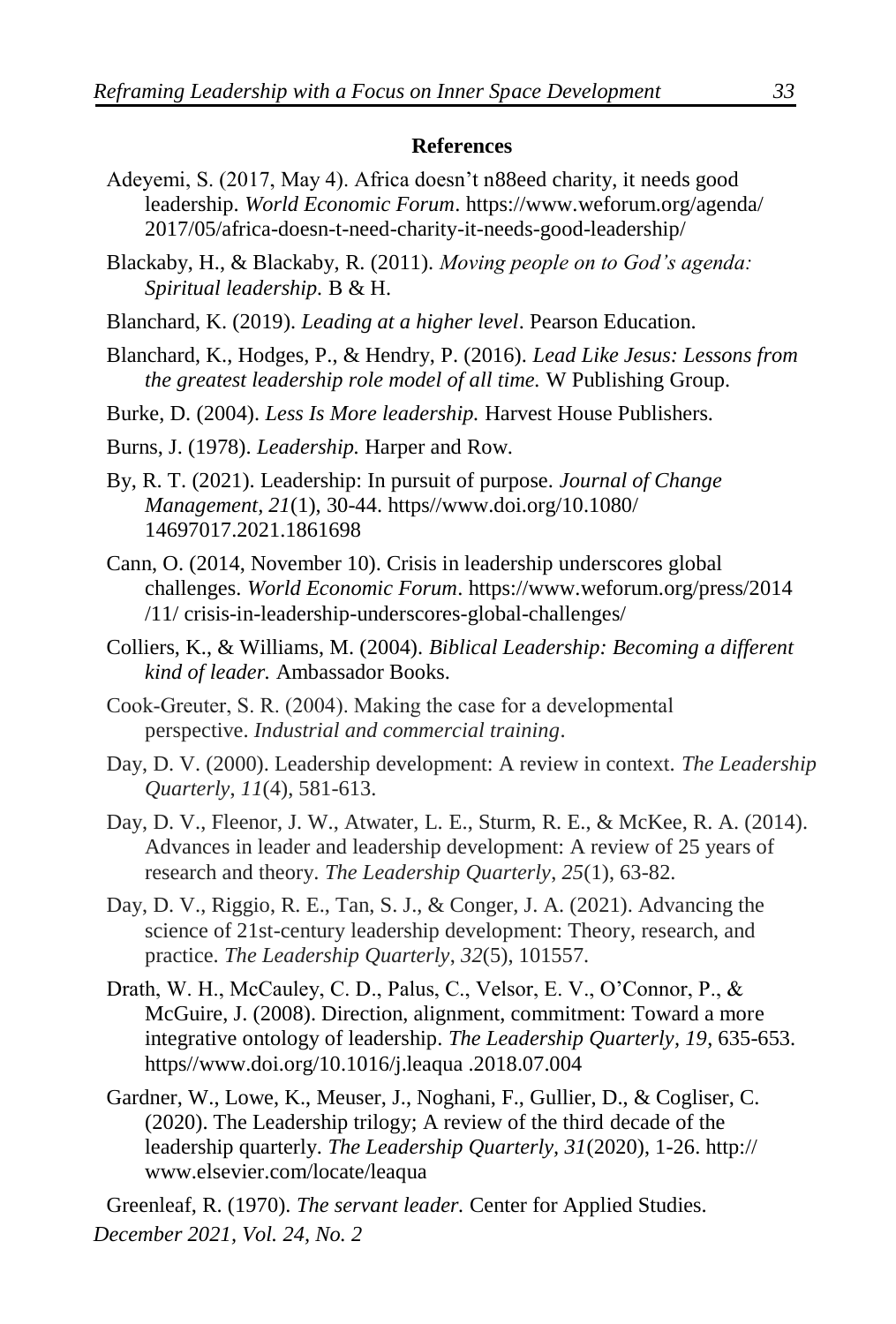## References

Adeyemi, S. (2017, May 4). Africa doesn't n88eed charity, it needs good leadership. *World Economic Forum*. https://www.weforum.org/agenda/2017/05/africa-doesn-t-need-charity-it-needs-good-leadership/

Blackaby, H., & Blackaby, R. (2011). *Moving people on to God's agenda: Spiritual leadership.* B & H.

Blanchard, K. (2019). *Leading at a higher level*. Pearson Education.

Blanchard, K., Hodges, P., & Hendry, P. (2016). *Lead Like Jesus: Lessons from the greatest leadership role model of all time.* W Publishing Group.

Burke, D. (2004). *Less Is More leadership.* Harvest House Publishers.

Burns, J. (1978). *Leadership.* Harper and Row.

By, R. T. (2021). Leadership: In pursuit of purpose. *Journal of Change Management, 21*(1), 30-44. https//www.doi.org/10.1080/14697017.2021.1861698

Cann, O. (2014, November 10). Crisis in leadership underscores global challenges. *World Economic Forum*. https://www.weforum.org/press/2014/11/ crisis-in-leadership-underscores-global-challenges/

Colliers, K., & Williams, M. (2004). *Biblical Leadership: Becoming a different kind of leader.* Ambassador Books.

Cook-Greuter, S. R. (2004). Making the case for a developmental perspective. *Industrial and commercial training*.

Day, D. V. (2000). Leadership development: A review in context. *The Leadership Quarterly*, *11*(4), 581-613.

Day, D. V., Fleenor, J. W., Atwater, L. E., Sturm, R. E., & McKee, R. A. (2014). Advances in leader and leadership development: A review of 25 years of research and theory. *The Leadership Quarterly*, *25*(1), 63-82.

Day, D. V., Riggio, R. E., Tan, S. J., & Conger, J. A. (2021). Advancing the science of 21st-century leadership development: Theory, research, and practice. *The Leadership Quarterly*, *32*(5), 101557.

Drath, W. H., McCauley, C. D., Palus, C., Velsor, E. V., O'Connor, P., & McGuire, J. (2008). Direction, alignment, commitment: Toward a more integrative ontology of leadership. *The Leadership Quarterly*, *19*, 635-653. https//www.doi.org/10.1016/j.leaqua .2018.07.004

Gardner, W., Lowe, K., Meuser, J., Noghani, F., Gullier, D., & Cogliser, C. (2020). The Leadership trilogy; A review of the third decade of the leadership quarterly. *The Leadership Quarterly*, *31*(2020), 1-26. http://www.elsevier.com/locate/leaqua

Greenleaf, R. (1970). *The servant leader.* Center for Applied Studies.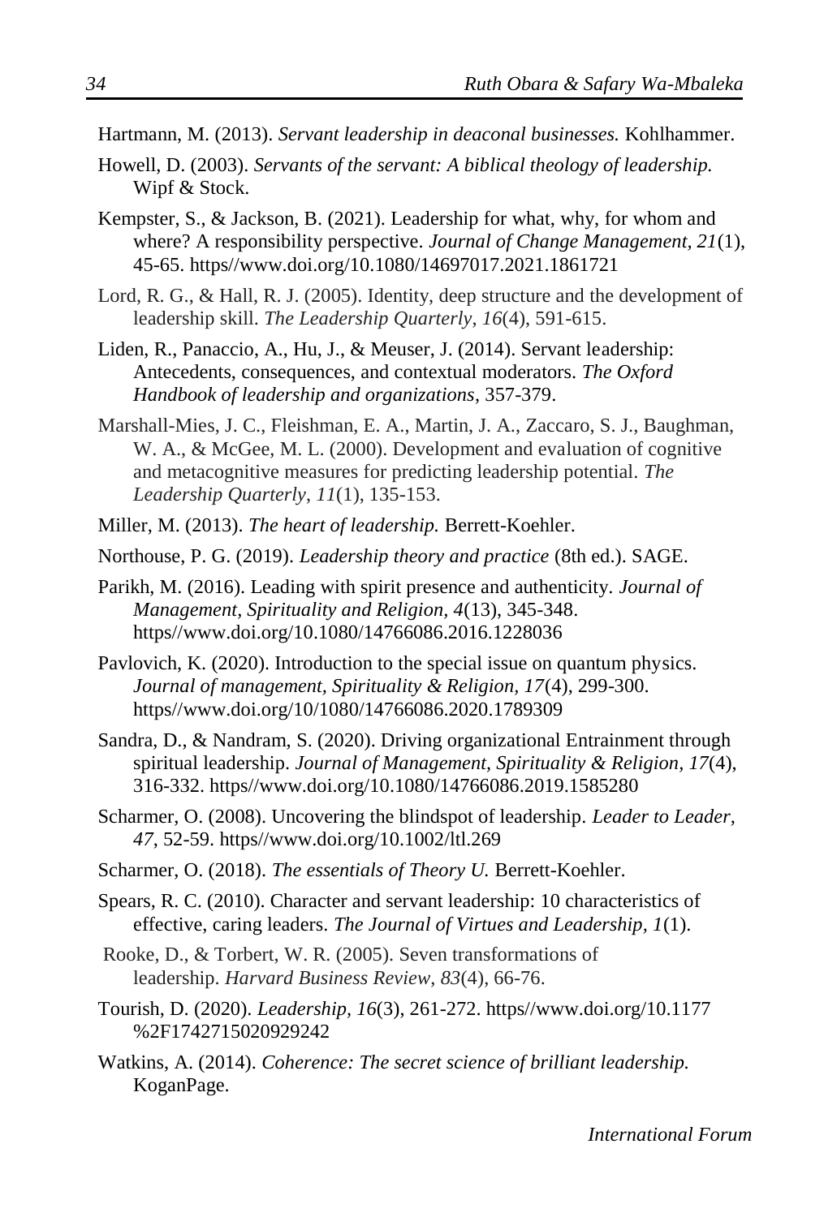Hartmann, M. (2013). *Servant leadership in deaconal businesses.* Kohlhammer.

Howell, D. (2003). *Servants of the servant: A biblical theology of leadership.* Wipf & Stock.

Kempster, S., & Jackson, B. (2021). Leadership for what, why, for whom and where? A responsibility perspective. *Journal of Change Management, 21*(1), 45-65. https//www.doi.org/10.1080/14697017.2021.1861721

Lord, R. G., & Hall, R. J. (2005). Identity, deep structure and the development of leadership skill. *The Leadership Quarterly*, *16*(4), 591-615.

Liden, R., Panaccio, A., Hu, J., & Meuser, J. (2014). Servant leadership: Antecedents, consequences, and contextual moderators. *The Oxford Handbook of leadership and organizations*, 357-379.

Marshall-Mies, J. C., Fleishman, E. A., Martin, J. A., Zaccaro, S. J., Baughman, W. A., & McGee, M. L. (2000). Development and evaluation of cognitive and metacognitive measures for predicting leadership potential. *The Leadership Quarterly*, *11*(1), 135-153.

Miller, M. (2013). *The heart of leadership.* Berrett-Koehler.

Northouse, P. G. (2019). *Leadership theory and practice* (8th ed.). SAGE.

Parikh, M. (2016). Leading with spirit presence and authenticity. *Journal of Management, Spirituality and Religion, 4*(13), 345-348. https//www.doi.org/10.1080/14766086.2016.1228036

Pavlovich, K. (2020). Introduction to the special issue on quantum physics. *Journal of management, Spirituality & Religion, 17*(4), 299-300. https//www.doi.org/10/1080/14766086.2020.1789309

Sandra, D., & Nandram, S. (2020). Driving organizational Entrainment through spiritual leadership. *Journal of Management, Spirituality & Religion, 17*(4), 316-332. https//www.doi.org/10.1080/14766086.2019.1585280

Scharmer, O. (2008). Uncovering the blindspot of leadership. *Leader to Leader, 47*, 52-59. https//www.doi.org/10.1002/ltl.269

Scharmer, O. (2018). *The essentials of Theory U.* Berrett-Koehler.

Spears, R. C. (2010). Character and servant leadership: 10 characteristics of effective, caring leaders. *The Journal of Virtues and Leadership, 1*(1).

Rooke, D., & Torbert, W. R. (2005). Seven transformations of leadership. *Harvard Business Review*, *83*(4), 66-76.

Tourish, D. (2020). *Leadership, 16*(3), 261-272. https//www.doi.org/10.1177 %2F1742715020929242

Watkins, A. (2014). *Coherence: The secret science of brilliant leadership.* KoganPage.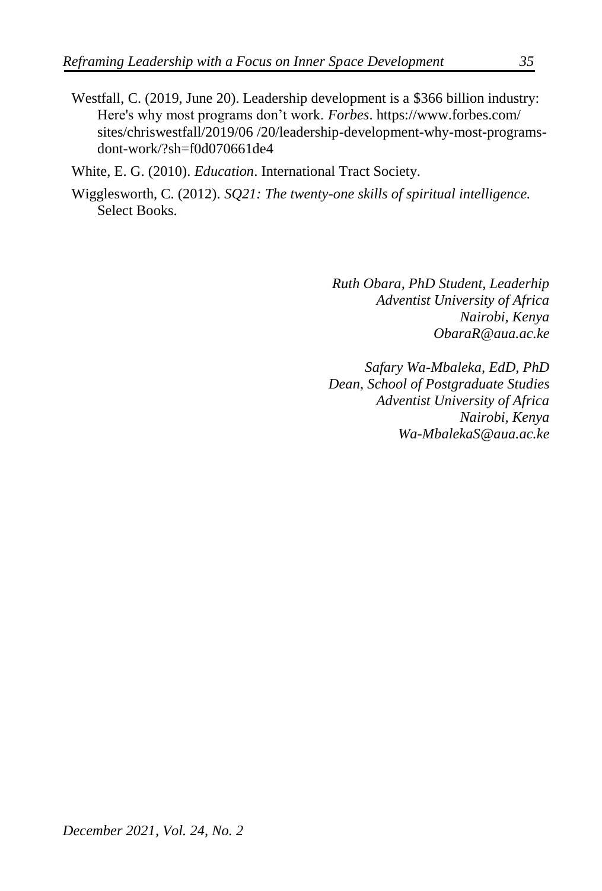Westfall, C. (2019, June 20). Leadership development is a $366 billion industry: Here's why most programs don't work. *Forbes*. https://www.forbes.com/ sites/chriswestfall/2019/06 /20/leadership-development-why-most-programs-dont-work/?sh=f0d070661de4

White, E. G. (2010). *Education*. International Tract Society.

Wigglesworth, C. (2012). *SQ21: The twenty-one skills of spiritual intelligence.* Select Books.

*Ruth Obara, PhD Student, Leaderhip*
*Adventist University of Africa*
*Nairobi, Kenya*
*ObaraR@aua.ac.ke*

*Safary Wa-Mbaleka, EdD, PhD*
*Dean, School of Postgraduate Studies*
*Adventist University of Africa*
*Nairobi, Kenya*
*Wa-MbalekaS@aua.ac.ke*